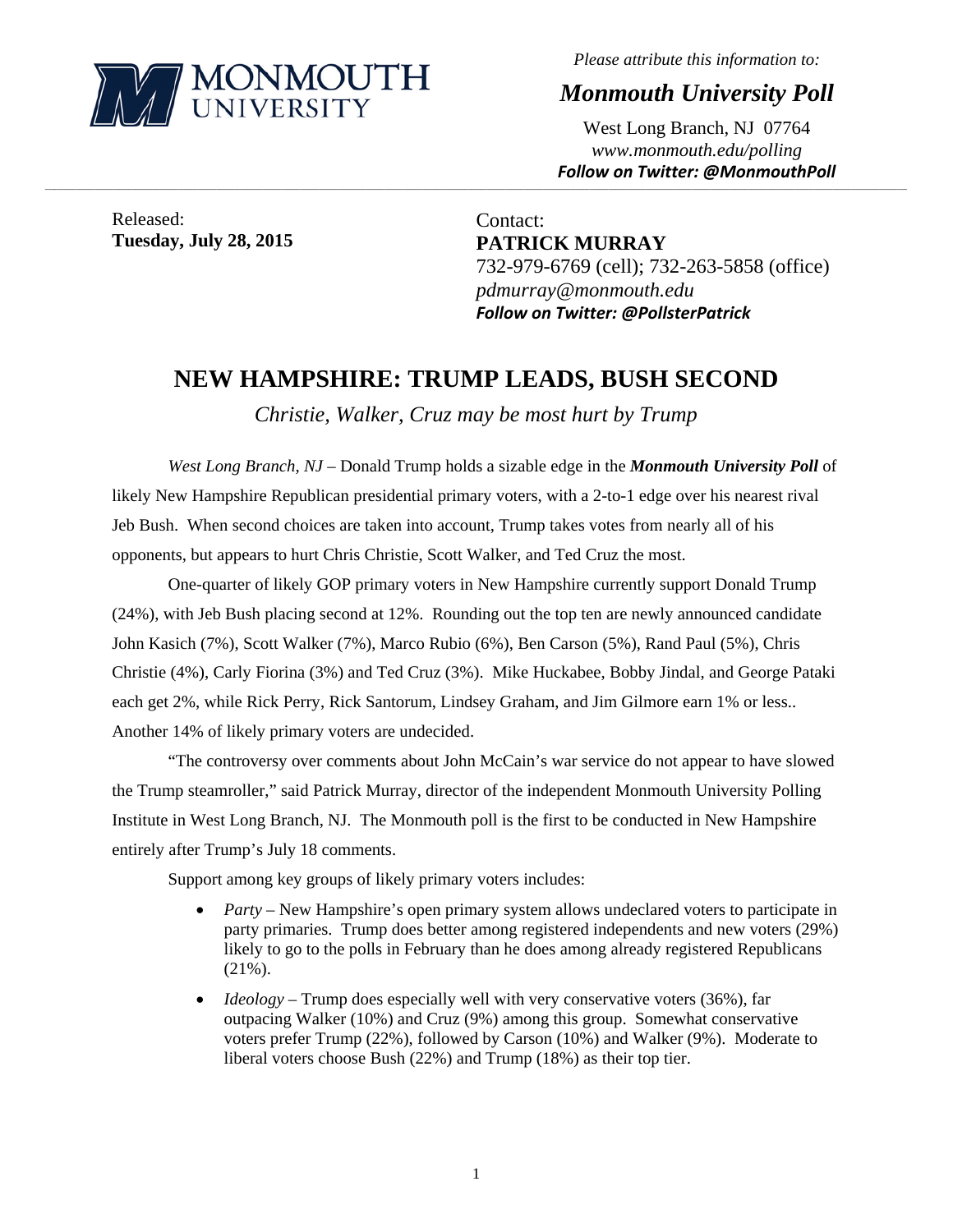MONMOUTH UNIVERSITY

*Please attribute this information to:*

***Monmouth University Poll***

West Long Branch, NJ 07764
*www.monmouth.edu/polling*
***Follow on Twitter: @MonmouthPoll***

Released:
**Tuesday, July 28, 2015**

Contact:
**PATRICK MURRAY**
732-979-6769 (cell); 732-263-5858 (office)
*pdmurray@monmouth.edu*
***Follow on Twitter: @PollsterPatrick***

# NEW HAMPSHIRE: TRUMP LEADS, BUSH SECOND

*Christie, Walker, Cruz may be most hurt by Trump*

*West Long Branch, NJ* – Donald Trump holds a sizable edge in the ***Monmouth University Poll*** of likely New Hampshire Republican presidential primary voters, with a 2-to-1 edge over his nearest rival Jeb Bush. When second choices are taken into account, Trump takes votes from nearly all of his opponents, but appears to hurt Chris Christie, Scott Walker, and Ted Cruz the most.

One-quarter of likely GOP primary voters in New Hampshire currently support Donald Trump (24%), with Jeb Bush placing second at 12%. Rounding out the top ten are newly announced candidate John Kasich (7%), Scott Walker (7%), Marco Rubio (6%), Ben Carson (5%), Rand Paul (5%), Chris Christie (4%), Carly Fiorina (3%) and Ted Cruz (3%). Mike Huckabee, Bobby Jindal, and George Pataki each get 2%, while Rick Perry, Rick Santorum, Lindsey Graham, and Jim Gilmore earn 1% or less.. Another 14% of likely primary voters are undecided.

"The controversy over comments about John McCain's war service do not appear to have slowed the Trump steamroller," said Patrick Murray, director of the independent Monmouth University Polling Institute in West Long Branch, NJ. The Monmouth poll is the first to be conducted in New Hampshire entirely after Trump's July 18 comments.

Support among key groups of likely primary voters includes:

- *Party* – New Hampshire's open primary system allows undeclared voters to participate in party primaries. Trump does better among registered independents and new voters (29%) likely to go to the polls in February than he does among already registered Republicans (21%).
- *Ideology* – Trump does especially well with very conservative voters (36%), far outpacing Walker (10%) and Cruz (9%) among this group. Somewhat conservative voters prefer Trump (22%), followed by Carson (10%) and Walker (9%). Moderate to liberal voters choose Bush (22%) and Trump (18%) as their top tier.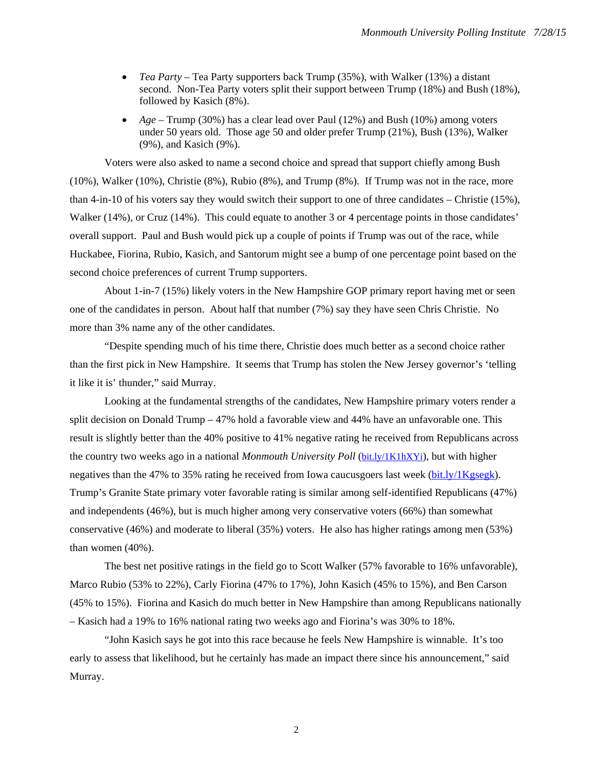- *Tea Party* – Tea Party supporters back Trump (35%), with Walker (13%) a distant second. Non-Tea Party voters split their support between Trump (18%) and Bush (18%), followed by Kasich (8%).
- *Age* – Trump (30%) has a clear lead over Paul (12%) and Bush (10%) among voters under 50 years old. Those age 50 and older prefer Trump (21%), Bush (13%), Walker (9%), and Kasich (9%).

Voters were also asked to name a second choice and spread that support chiefly among Bush (10%), Walker (10%), Christie (8%), Rubio (8%), and Trump (8%). If Trump was not in the race, more than 4-in-10 of his voters say they would switch their support to one of three candidates – Christie (15%), Walker (14%), or Cruz (14%). This could equate to another 3 or 4 percentage points in those candidates' overall support. Paul and Bush would pick up a couple of points if Trump was out of the race, while Huckabee, Fiorina, Rubio, Kasich, and Santorum might see a bump of one percentage point based on the second choice preferences of current Trump supporters.

About 1-in-7 (15%) likely voters in the New Hampshire GOP primary report having met or seen one of the candidates in person. About half that number (7%) say they have seen Chris Christie. No more than 3% name any of the other candidates.

"Despite spending much of his time there, Christie does much better as a second choice rather than the first pick in New Hampshire. It seems that Trump has stolen the New Jersey governor's 'telling it like it is' thunder," said Murray.

Looking at the fundamental strengths of the candidates, New Hampshire primary voters render a split decision on Donald Trump – 47% hold a favorable view and 44% have an unfavorable one. This result is slightly better than the 40% positive to 41% negative rating he received from Republicans across the country two weeks ago in a national *Monmouth University Poll* (bit.ly/1K1hXYi), but with higher negatives than the 47% to 35% rating he received from Iowa caucusgoers last week (bit.ly/1Kgsegk). Trump's Granite State primary voter favorable rating is similar among self-identified Republicans (47%) and independents (46%), but is much higher among very conservative voters (66%) than somewhat conservative (46%) and moderate to liberal (35%) voters. He also has higher ratings among men (53%) than women (40%).

The best net positive ratings in the field go to Scott Walker (57% favorable to 16% unfavorable), Marco Rubio (53% to 22%), Carly Fiorina (47% to 17%), John Kasich (45% to 15%), and Ben Carson (45% to 15%). Fiorina and Kasich do much better in New Hampshire than among Republicans nationally – Kasich had a 19% to 16% national rating two weeks ago and Fiorina's was 30% to 18%.

"John Kasich says he got into this race because he feels New Hampshire is winnable. It's too early to assess that likelihood, but he certainly has made an impact there since his announcement," said Murray.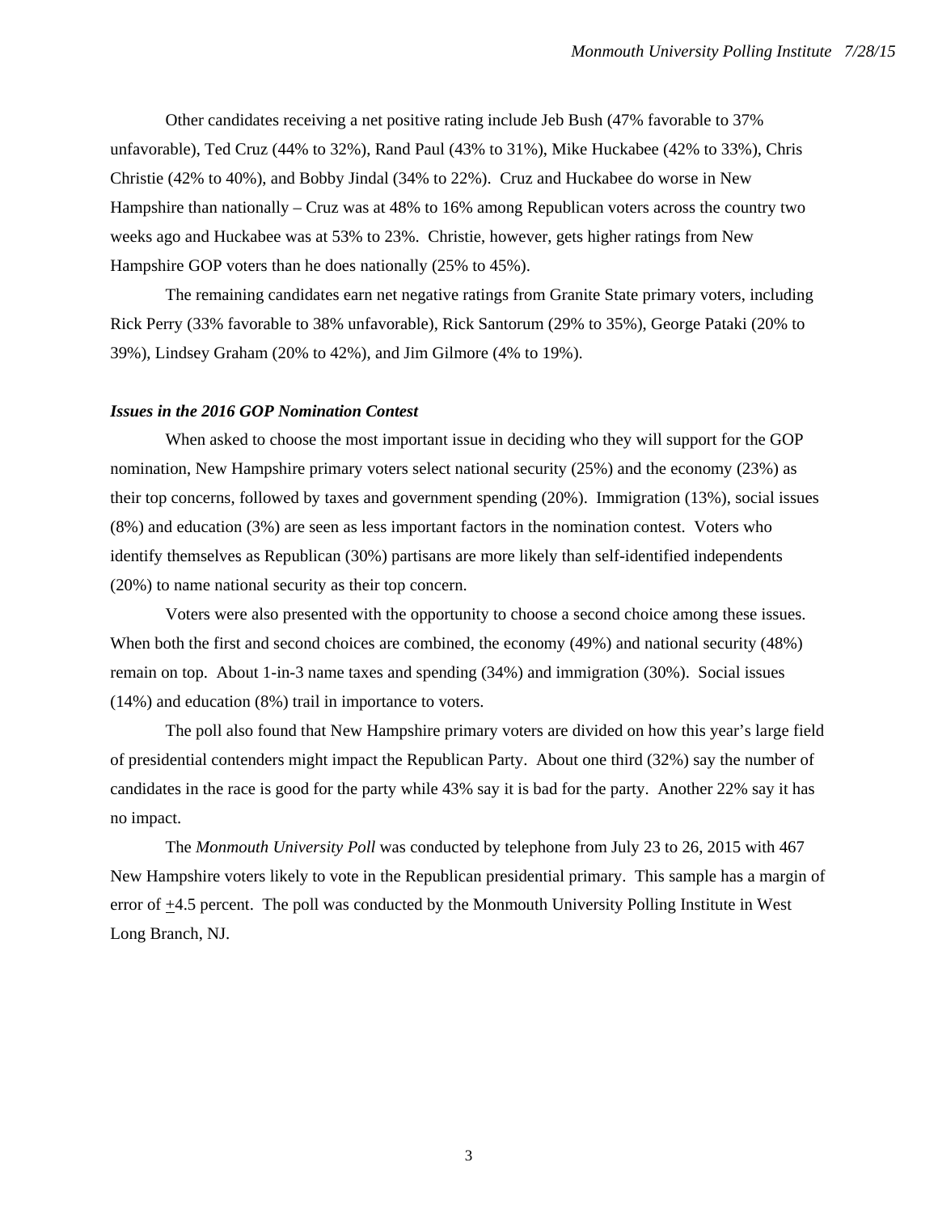Other candidates receiving a net positive rating include Jeb Bush (47% favorable to 37% unfavorable), Ted Cruz (44% to 32%), Rand Paul (43% to 31%), Mike Huckabee (42% to 33%), Chris Christie (42% to 40%), and Bobby Jindal (34% to 22%). Cruz and Huckabee do worse in New Hampshire than nationally – Cruz was at 48% to 16% among Republican voters across the country two weeks ago and Huckabee was at 53% to 23%. Christie, however, gets higher ratings from New Hampshire GOP voters than he does nationally (25% to 45%).

The remaining candidates earn net negative ratings from Granite State primary voters, including Rick Perry (33% favorable to 38% unfavorable), Rick Santorum (29% to 35%), George Pataki (20% to 39%), Lindsey Graham (20% to 42%), and Jim Gilmore (4% to 19%).

***Issues in the 2016 GOP Nomination Contest***

When asked to choose the most important issue in deciding who they will support for the GOP nomination, New Hampshire primary voters select national security (25%) and the economy (23%) as their top concerns, followed by taxes and government spending (20%). Immigration (13%), social issues (8%) and education (3%) are seen as less important factors in the nomination contest. Voters who identify themselves as Republican (30%) partisans are more likely than self-identified independents (20%) to name national security as their top concern.

Voters were also presented with the opportunity to choose a second choice among these issues. When both the first and second choices are combined, the economy (49%) and national security (48%) remain on top. About 1-in-3 name taxes and spending (34%) and immigration (30%). Social issues (14%) and education (8%) trail in importance to voters.

The poll also found that New Hampshire primary voters are divided on how this year's large field of presidential contenders might impact the Republican Party. About one third (32%) say the number of candidates in the race is good for the party while 43% say it is bad for the party. Another 22% say it has no impact.

The *Monmouth University Poll* was conducted by telephone from July 23 to 26, 2015 with 467 New Hampshire voters likely to vote in the Republican presidential primary. This sample has a margin of error of ±4.5 percent. The poll was conducted by the Monmouth University Polling Institute in West Long Branch, NJ.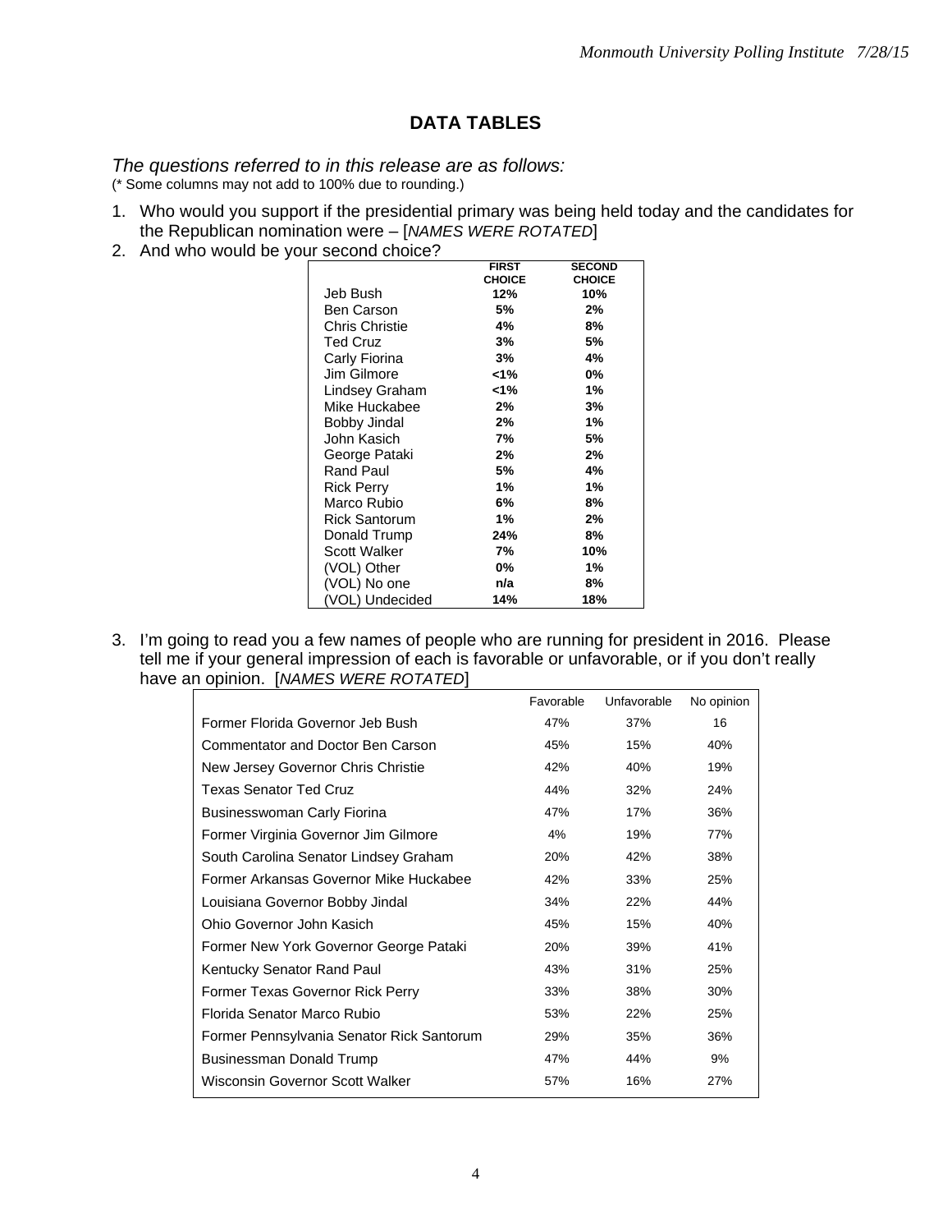## DATA TABLES

*The questions referred to in this release are as follows:*
(* Some columns may not add to 100% due to rounding.)

1. Who would you support if the presidential primary was being held today and the candidates for the Republican nomination were – [*NAMES WERE ROTATED*]
2. And who would be your second choice?

| | FIRST CHOICE | SECOND CHOICE |
|---|---|---|
| Jeb Bush | 12% | 10% |
| Ben Carson | 5% | 2% |
| Chris Christie | 4% | 8% |
| Ted Cruz | 3% | 5% |
| Carly Fiorina | 3% | 4% |
| Jim Gilmore | <1% | 0% |
| Lindsey Graham | <1% | 1% |
| Mike Huckabee | 2% | 3% |
| Bobby Jindal | 2% | 1% |
| John Kasich | 7% | 5% |
| George Pataki | 2% | 2% |
| Rand Paul | 5% | 4% |
| Rick Perry | 1% | 1% |
| Marco Rubio | 6% | 8% |
| Rick Santorum | 1% | 2% |
| Donald Trump | 24% | 8% |
| Scott Walker | 7% | 10% |
| (VOL) Other | 0% | 1% |
| (VOL) No one | n/a | 8% |
| (VOL) Undecided | 14% | 18% |

3. I'm going to read you a few names of people who are running for president in 2016. Please tell me if your general impression of each is favorable or unfavorable, or if you don't really have an opinion. [*NAMES WERE ROTATED*]

| | Favorable | Unfavorable | No opinion |
|---|---|---|---|
| Former Florida Governor Jeb Bush | 47% | 37% | 16 |
| Commentator and Doctor Ben Carson | 45% | 15% | 40% |
| New Jersey Governor Chris Christie | 42% | 40% | 19% |
| Texas Senator Ted Cruz | 44% | 32% | 24% |
| Businesswoman Carly Fiorina | 47% | 17% | 36% |
| Former Virginia Governor Jim Gilmore | 4% | 19% | 77% |
| South Carolina Senator Lindsey Graham | 20% | 42% | 38% |
| Former Arkansas Governor Mike Huckabee | 42% | 33% | 25% |
| Louisiana Governor Bobby Jindal | 34% | 22% | 44% |
| Ohio Governor John Kasich | 45% | 15% | 40% |
| Former New York Governor George Pataki | 20% | 39% | 41% |
| Kentucky Senator Rand Paul | 43% | 31% | 25% |
| Former Texas Governor Rick Perry | 33% | 38% | 30% |
| Florida Senator Marco Rubio | 53% | 22% | 25% |
| Former Pennsylvania Senator Rick Santorum | 29% | 35% | 36% |
| Businessman Donald Trump | 47% | 44% | 9% |
| Wisconsin Governor Scott Walker | 57% | 16% | 27% |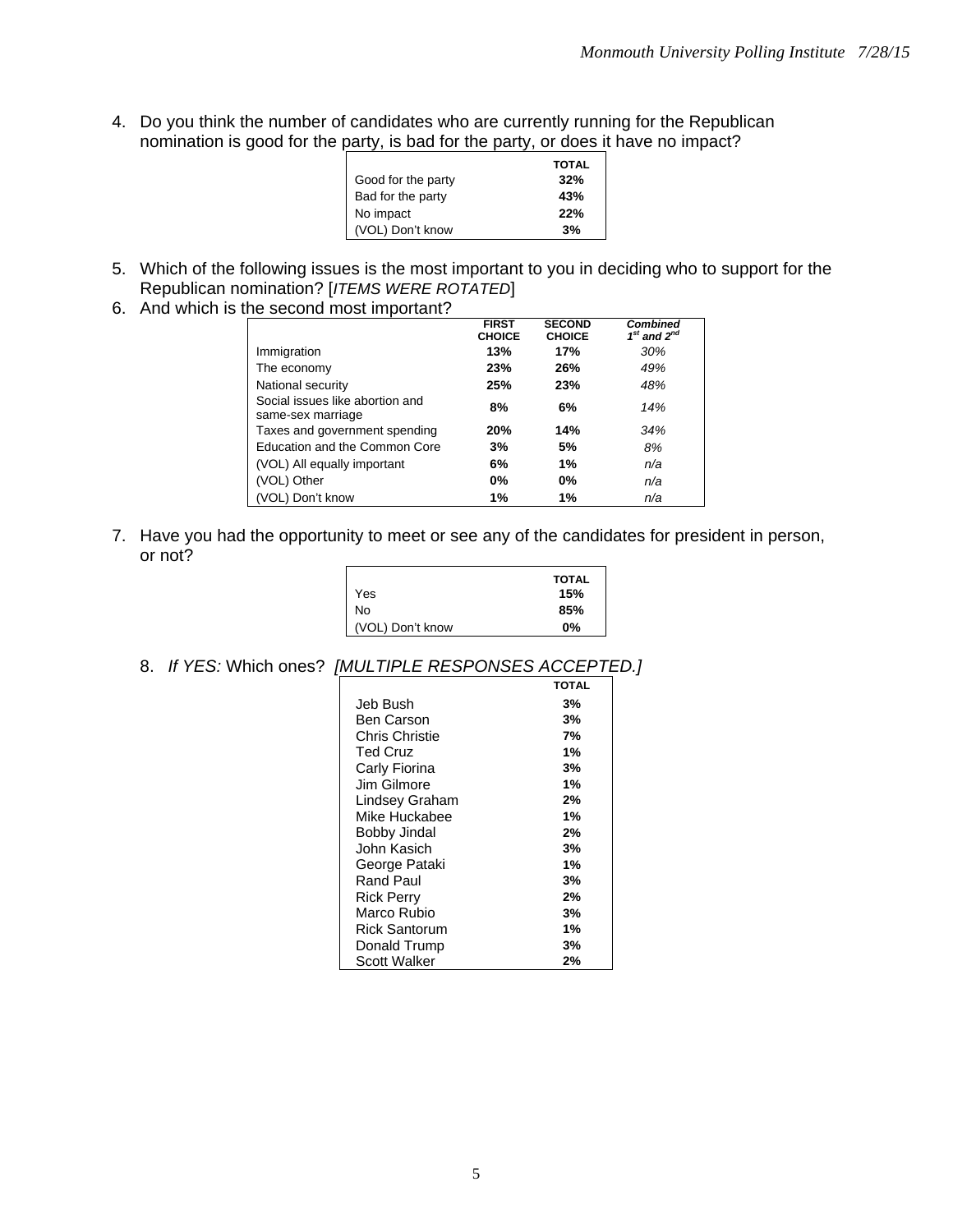4. Do you think the number of candidates who are currently running for the Republican nomination is good for the party, is bad for the party, or does it have no impact?

| | TOTAL |
|---|---|
| Good for the party | **32%** |
| Bad for the party | **43%** |
| No impact | **22%** |
| (VOL) Don't know | **3%** |

5. Which of the following issues is the most important to you in deciding who to support for the Republican nomination? [*ITEMS WERE ROTATED*]
6. And which is the second most important?

| | FIRST CHOICE | SECOND CHOICE | *Combined 1st and 2nd* |
|---|---|---|---|
| Immigration | **13%** | **17%** | *30%* |
| The economy | **23%** | **26%** | *49%* |
| National security | **25%** | **23%** | *48%* |
| Social issues like abortion and same-sex marriage | **8%** | **6%** | *14%* |
| Taxes and government spending | **20%** | **14%** | *34%* |
| Education and the Common Core | **3%** | **5%** | *8%* |
| (VOL) All equally important | **6%** | **1%** | *n/a* |
| (VOL) Other | **0%** | **0%** | *n/a* |
| (VOL) Don't know | **1%** | **1%** | *n/a* |

7. Have you had the opportunity to meet or see any of the candidates for president in person, or not?

| | TOTAL |
|---|---|
| Yes | **15%** |
| No | **85%** |
| (VOL) Don't know | **0%** |

8. *If YES:* Which ones? *[MULTIPLE RESPONSES ACCEPTED.]*

| | TOTAL |
|---|---|
| Jeb Bush | **3%** |
| Ben Carson | **3%** |
| Chris Christie | **7%** |
| Ted Cruz | **1%** |
| Carly Fiorina | **3%** |
| Jim Gilmore | **1%** |
| Lindsey Graham | **2%** |
| Mike Huckabee | **1%** |
| Bobby Jindal | **2%** |
| John Kasich | **3%** |
| George Pataki | **1%** |
| Rand Paul | **3%** |
| Rick Perry | **2%** |
| Marco Rubio | **3%** |
| Rick Santorum | **1%** |
| Donald Trump | **3%** |
| Scott Walker | **2%** |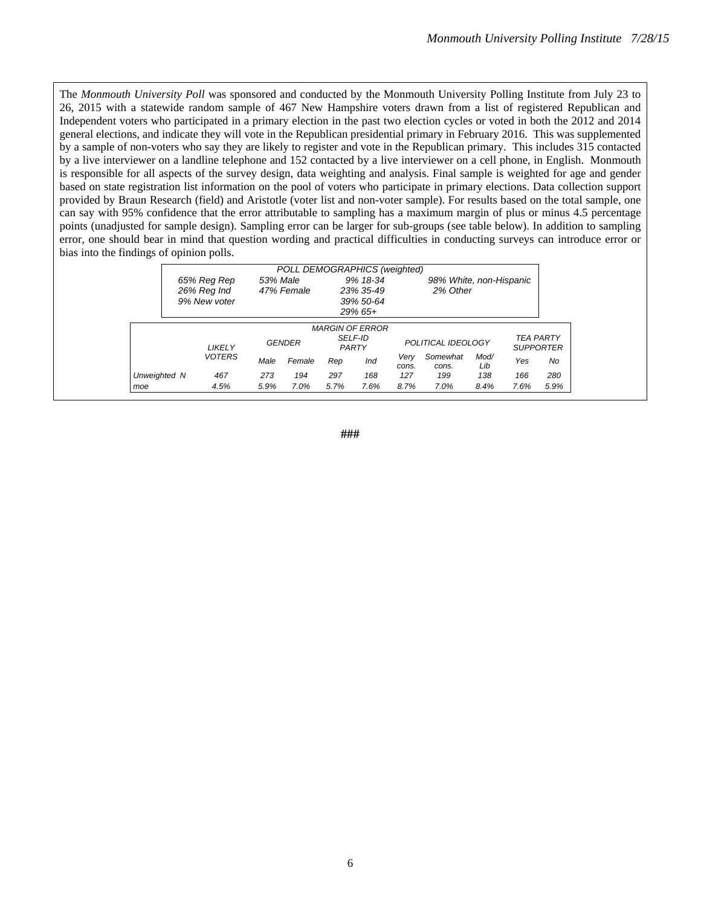The *Monmouth University Poll* was sponsored and conducted by the Monmouth University Polling Institute from July 23 to 26, 2015 with a statewide random sample of 467 New Hampshire voters drawn from a list of registered Republican and Independent voters who participated in a primary election in the past two election cycles or voted in both the 2012 and 2014 general elections, and indicate they will vote in the Republican presidential primary in February 2016. This was supplemented by a sample of non-voters who say they are likely to register and vote in the Republican primary. This includes 315 contacted by a live interviewer on a landline telephone and 152 contacted by a live interviewer on a cell phone, in English. Monmouth is responsible for all aspects of the survey design, data weighting and analysis. Final sample is weighted for age and gender based on state registration list information on the pool of voters who participate in primary elections. Data collection support provided by Braun Research (field) and Aristotle (voter list and non-voter sample). For results based on the total sample, one can say with 95% confidence that the error attributable to sampling has a maximum margin of plus or minus 4.5 percentage points (unadjusted for sample design). Sampling error can be larger for sub-groups (see table below). In addition to sampling error, one should bear in mind that question wording and practical difficulties in conducting surveys can introduce error or bias into the findings of opinion polls.

*POLL DEMOGRAPHICS (weighted)*

| | | | |
|---|---|---|---|
| 65% Reg Rep | 53% Male | 9% 18-34 | 98% White, non-Hispanic |
| 26% Reg Ind | 47% Female | 23% 35-49 | 2% Other |
| 9% New voter | | 39% 50-64 | |
| | | 29% 65+ | |

*MARGIN OF ERROR*

| | LIKELY VOTERS | GENDER | | SELF-ID PARTY | | POLITICAL IDEOLOGY | | | TEA PARTY SUPPORTER | |
|---|---|---|---|---|---|---|---|---|---|---|
| | | Male | Female | Rep | Ind | Very cons. | Somewhat cons. | Mod/ Lib | Yes | No |
| Unweighted N | 467 | 273 | 194 | 297 | 168 | 127 | 199 | 138 | 166 | 280 |
| moe | 4.5% | 5.9% | 7.0% | 5.7% | 7.6% | 8.7% | 7.0% | 8.4% | 7.6% | 5.9% |

###